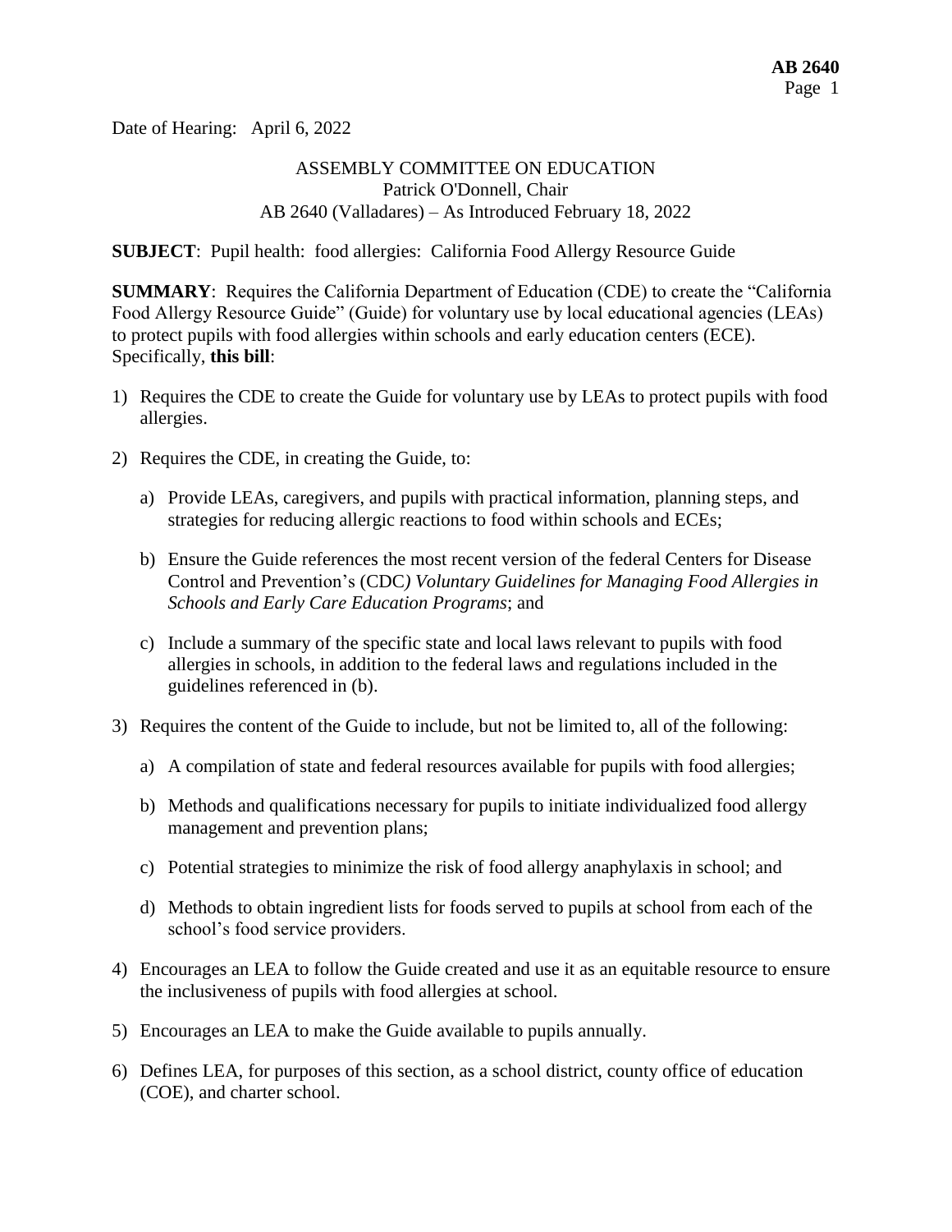Date of Hearing: April 6, 2022

ASSEMBLY COMMITTEE ON EDUCATION
Patrick O'Donnell, Chair
AB 2640 (Valladares) – As Introduced February 18, 2022

**SUBJECT**: Pupil health: food allergies: California Food Allergy Resource Guide

**SUMMARY**: Requires the California Department of Education (CDE) to create the "California Food Allergy Resource Guide" (Guide) for voluntary use by local educational agencies (LEAs) to protect pupils with food allergies within schools and early education centers (ECE). Specifically, **this bill**:

1) Requires the CDE to create the Guide for voluntary use by LEAs to protect pupils with food allergies.

2) Requires the CDE, in creating the Guide, to:

   a) Provide LEAs, caregivers, and pupils with practical information, planning steps, and strategies for reducing allergic reactions to food within schools and ECEs;

   b) Ensure the Guide references the most recent version of the federal Centers for Disease Control and Prevention's (CDC*) Voluntary Guidelines for Managing Food Allergies in Schools and Early Care Education Programs*; and

   c) Include a summary of the specific state and local laws relevant to pupils with food allergies in schools, in addition to the federal laws and regulations included in the guidelines referenced in (b).

3) Requires the content of the Guide to include, but not be limited to, all of the following:

   a) A compilation of state and federal resources available for pupils with food allergies;

   b) Methods and qualifications necessary for pupils to initiate individualized food allergy management and prevention plans;

   c) Potential strategies to minimize the risk of food allergy anaphylaxis in school; and

   d) Methods to obtain ingredient lists for foods served to pupils at school from each of the school's food service providers.

4) Encourages an LEA to follow the Guide created and use it as an equitable resource to ensure the inclusiveness of pupils with food allergies at school.

5) Encourages an LEA to make the Guide available to pupils annually.

6) Defines LEA, for purposes of this section, as a school district, county office of education (COE), and charter school.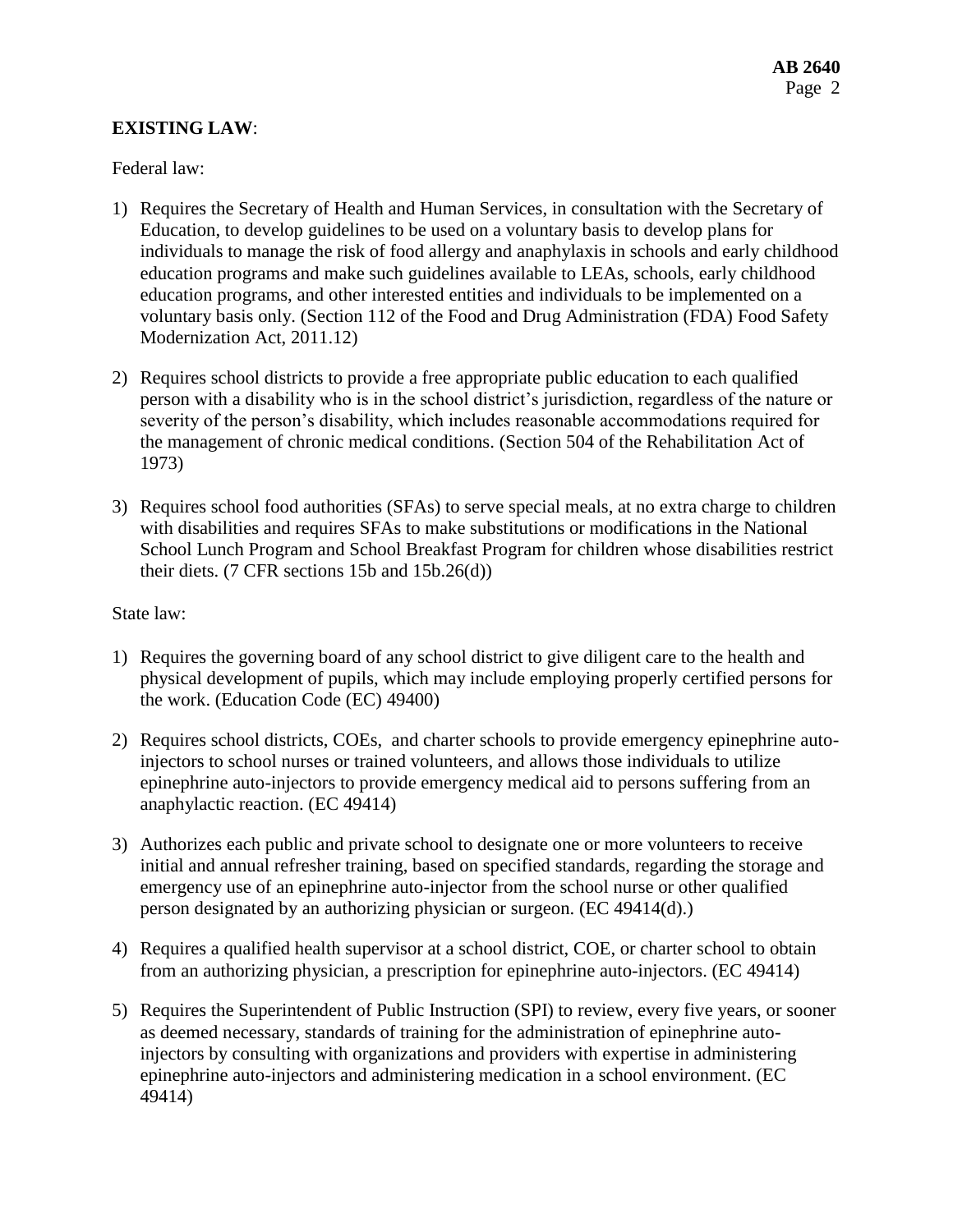**EXISTING LAW**:

Federal law:

1) Requires the Secretary of Health and Human Services, in consultation with the Secretary of Education, to develop guidelines to be used on a voluntary basis to develop plans for individuals to manage the risk of food allergy and anaphylaxis in schools and early childhood education programs and make such guidelines available to LEAs, schools, early childhood education programs, and other interested entities and individuals to be implemented on a voluntary basis only. (Section 112 of the Food and Drug Administration (FDA) Food Safety Modernization Act, 2011.12)

2) Requires school districts to provide a free appropriate public education to each qualified person with a disability who is in the school district's jurisdiction, regardless of the nature or severity of the person's disability, which includes reasonable accommodations required for the management of chronic medical conditions. (Section 504 of the Rehabilitation Act of 1973)

3) Requires school food authorities (SFAs) to serve special meals, at no extra charge to children with disabilities and requires SFAs to make substitutions or modifications in the National School Lunch Program and School Breakfast Program for children whose disabilities restrict their diets. (7 CFR sections 15b and 15b.26(d))

State law:

1) Requires the governing board of any school district to give diligent care to the health and physical development of pupils, which may include employing properly certified persons for the work. (Education Code (EC) 49400)

2) Requires school districts, COEs, and charter schools to provide emergency epinephrine auto-injectors to school nurses or trained volunteers, and allows those individuals to utilize epinephrine auto-injectors to provide emergency medical aid to persons suffering from an anaphylactic reaction. (EC 49414)

3) Authorizes each public and private school to designate one or more volunteers to receive initial and annual refresher training, based on specified standards, regarding the storage and emergency use of an epinephrine auto-injector from the school nurse or other qualified person designated by an authorizing physician or surgeon. (EC 49414(d).)

4) Requires a qualified health supervisor at a school district, COE, or charter school to obtain from an authorizing physician, a prescription for epinephrine auto-injectors. (EC 49414)

5) Requires the Superintendent of Public Instruction (SPI) to review, every five years, or sooner as deemed necessary, standards of training for the administration of epinephrine auto-injectors by consulting with organizations and providers with expertise in administering epinephrine auto-injectors and administering medication in a school environment. (EC 49414)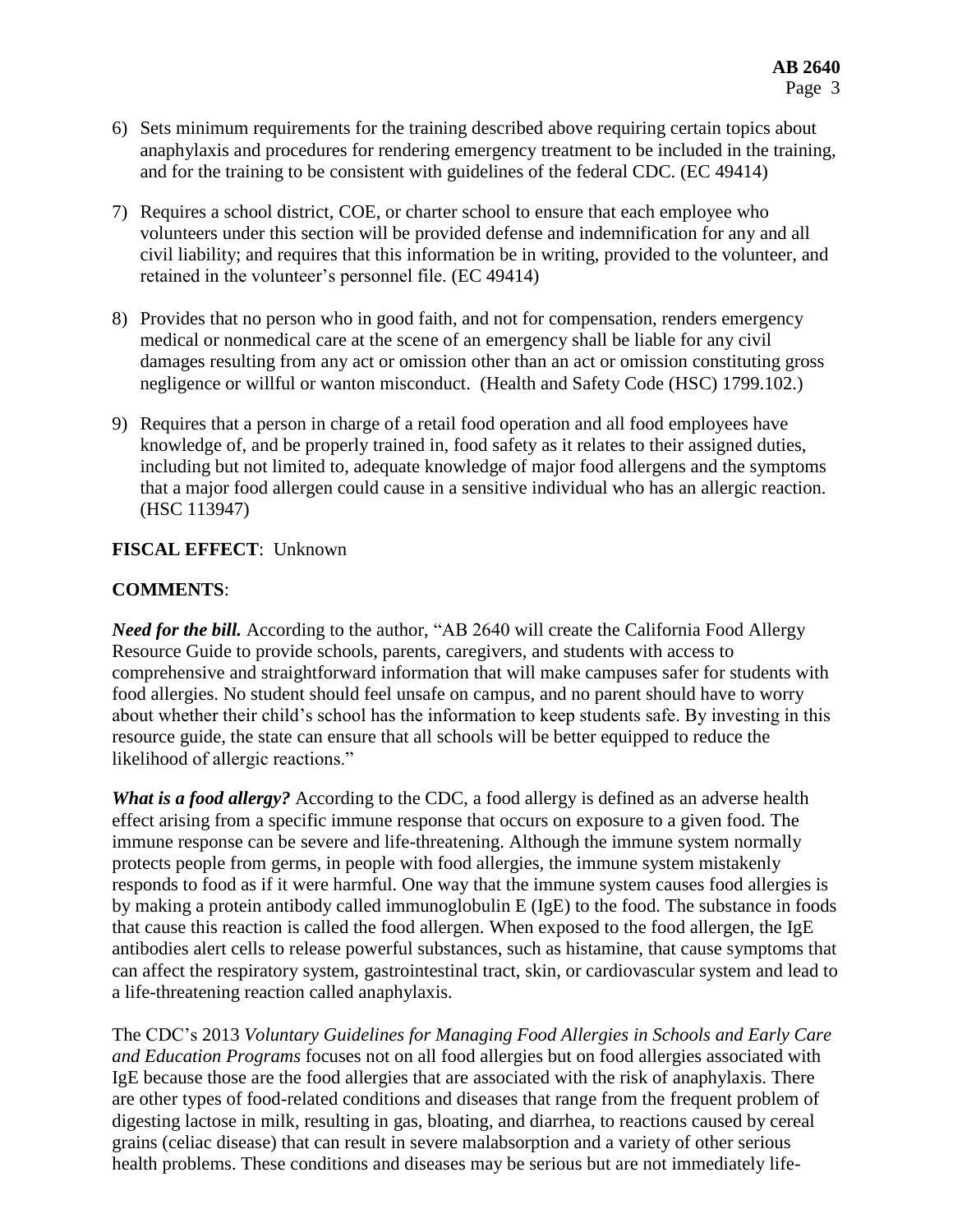6) Sets minimum requirements for the training described above requiring certain topics about anaphylaxis and procedures for rendering emergency treatment to be included in the training, and for the training to be consistent with guidelines of the federal CDC. (EC 49414)

7) Requires a school district, COE, or charter school to ensure that each employee who volunteers under this section will be provided defense and indemnification for any and all civil liability; and requires that this information be in writing, provided to the volunteer, and retained in the volunteer's personnel file. (EC 49414)

8) Provides that no person who in good faith, and not for compensation, renders emergency medical or nonmedical care at the scene of an emergency shall be liable for any civil damages resulting from any act or omission other than an act or omission constituting gross negligence or willful or wanton misconduct. (Health and Safety Code (HSC) 1799.102.)

9) Requires that a person in charge of a retail food operation and all food employees have knowledge of, and be properly trained in, food safety as it relates to their assigned duties, including but not limited to, adequate knowledge of major food allergens and the symptoms that a major food allergen could cause in a sensitive individual who has an allergic reaction. (HSC 113947)

**FISCAL EFFECT**: Unknown

**COMMENTS**:

***Need for the bill.*** According to the author, "AB 2640 will create the California Food Allergy Resource Guide to provide schools, parents, caregivers, and students with access to comprehensive and straightforward information that will make campuses safer for students with food allergies. No student should feel unsafe on campus, and no parent should have to worry about whether their child's school has the information to keep students safe. By investing in this resource guide, the state can ensure that all schools will be better equipped to reduce the likelihood of allergic reactions."

***What is a food allergy?*** According to the CDC, a food allergy is defined as an adverse health effect arising from a specific immune response that occurs on exposure to a given food. The immune response can be severe and life-threatening. Although the immune system normally protects people from germs, in people with food allergies, the immune system mistakenly responds to food as if it were harmful. One way that the immune system causes food allergies is by making a protein antibody called immunoglobulin E (IgE) to the food. The substance in foods that cause this reaction is called the food allergen. When exposed to the food allergen, the IgE antibodies alert cells to release powerful substances, such as histamine, that cause symptoms that can affect the respiratory system, gastrointestinal tract, skin, or cardiovascular system and lead to a life-threatening reaction called anaphylaxis.

The CDC's 2013 *Voluntary Guidelines for Managing Food Allergies in Schools and Early Care and Education Programs* focuses not on all food allergies but on food allergies associated with IgE because those are the food allergies that are associated with the risk of anaphylaxis. There are other types of food-related conditions and diseases that range from the frequent problem of digesting lactose in milk, resulting in gas, bloating, and diarrhea, to reactions caused by cereal grains (celiac disease) that can result in severe malabsorption and a variety of other serious health problems. These conditions and diseases may be serious but are not immediately life-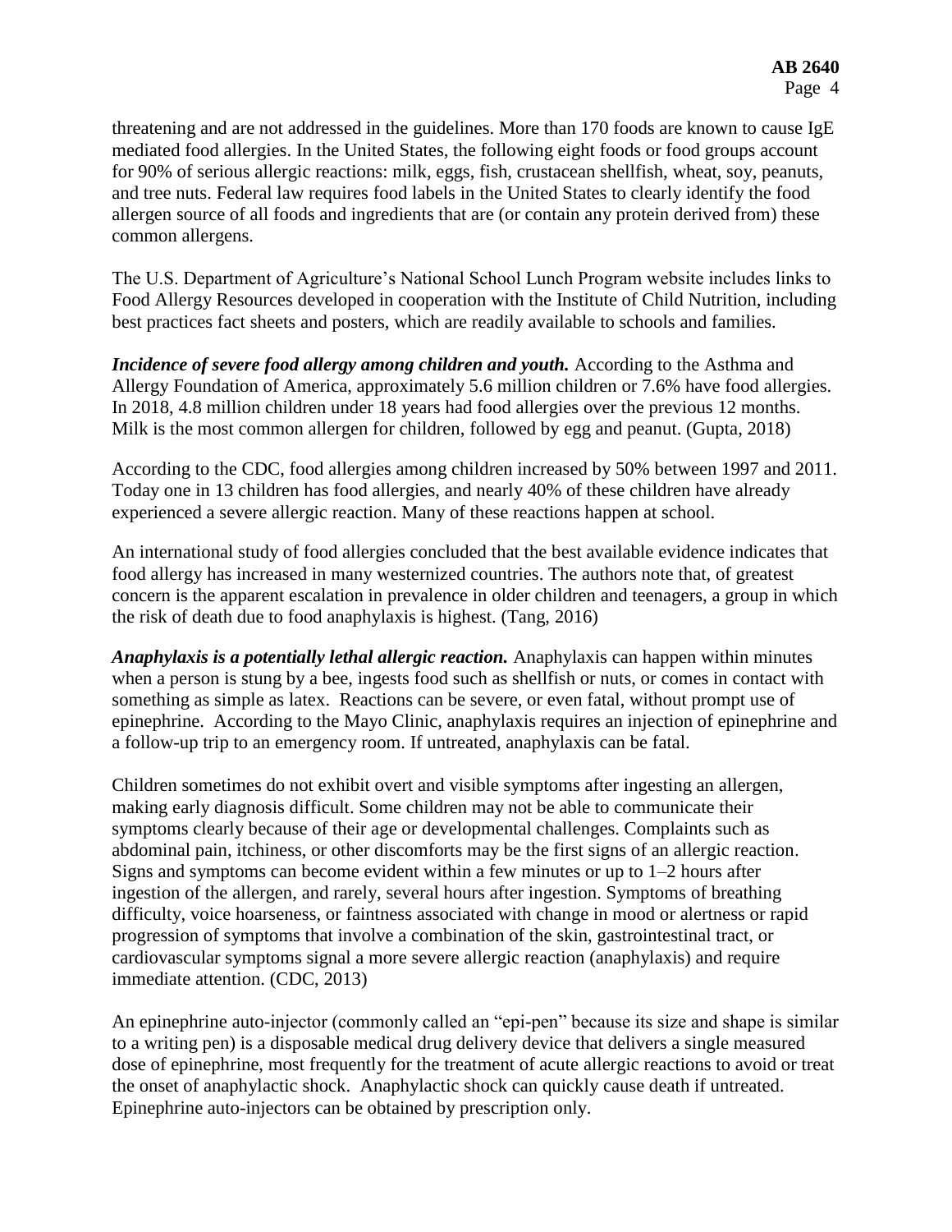threatening and are not addressed in the guidelines. More than 170 foods are known to cause IgE mediated food allergies. In the United States, the following eight foods or food groups account for 90% of serious allergic reactions: milk, eggs, fish, crustacean shellfish, wheat, soy, peanuts, and tree nuts. Federal law requires food labels in the United States to clearly identify the food allergen source of all foods and ingredients that are (or contain any protein derived from) these common allergens.

The U.S. Department of Agriculture's National School Lunch Program website includes links to Food Allergy Resources developed in cooperation with the Institute of Child Nutrition, including best practices fact sheets and posters, which are readily available to schools and families.

***Incidence of severe food allergy among children and youth.*** According to the Asthma and Allergy Foundation of America, approximately 5.6 million children or 7.6% have food allergies. In 2018, 4.8 million children under 18 years had food allergies over the previous 12 months. Milk is the most common allergen for children, followed by egg and peanut. (Gupta, 2018)

According to the CDC, food allergies among children increased by 50% between 1997 and 2011. Today one in 13 children has food allergies, and nearly 40% of these children have already experienced a severe allergic reaction. Many of these reactions happen at school.

An international study of food allergies concluded that the best available evidence indicates that food allergy has increased in many westernized countries. The authors note that, of greatest concern is the apparent escalation in prevalence in older children and teenagers, a group in which the risk of death due to food anaphylaxis is highest. (Tang, 2016)

***Anaphylaxis is a potentially lethal allergic reaction.*** Anaphylaxis can happen within minutes when a person is stung by a bee, ingests food such as shellfish or nuts, or comes in contact with something as simple as latex. Reactions can be severe, or even fatal, without prompt use of epinephrine. According to the Mayo Clinic, anaphylaxis requires an injection of epinephrine and a follow-up trip to an emergency room. If untreated, anaphylaxis can be fatal.

Children sometimes do not exhibit overt and visible symptoms after ingesting an allergen, making early diagnosis difficult. Some children may not be able to communicate their symptoms clearly because of their age or developmental challenges. Complaints such as abdominal pain, itchiness, or other discomforts may be the first signs of an allergic reaction. Signs and symptoms can become evident within a few minutes or up to 1–2 hours after ingestion of the allergen, and rarely, several hours after ingestion. Symptoms of breathing difficulty, voice hoarseness, or faintness associated with change in mood or alertness or rapid progression of symptoms that involve a combination of the skin, gastrointestinal tract, or cardiovascular symptoms signal a more severe allergic reaction (anaphylaxis) and require immediate attention. (CDC, 2013)

An epinephrine auto-injector (commonly called an "epi-pen" because its size and shape is similar to a writing pen) is a disposable medical drug delivery device that delivers a single measured dose of epinephrine, most frequently for the treatment of acute allergic reactions to avoid or treat the onset of anaphylactic shock. Anaphylactic shock can quickly cause death if untreated. Epinephrine auto-injectors can be obtained by prescription only.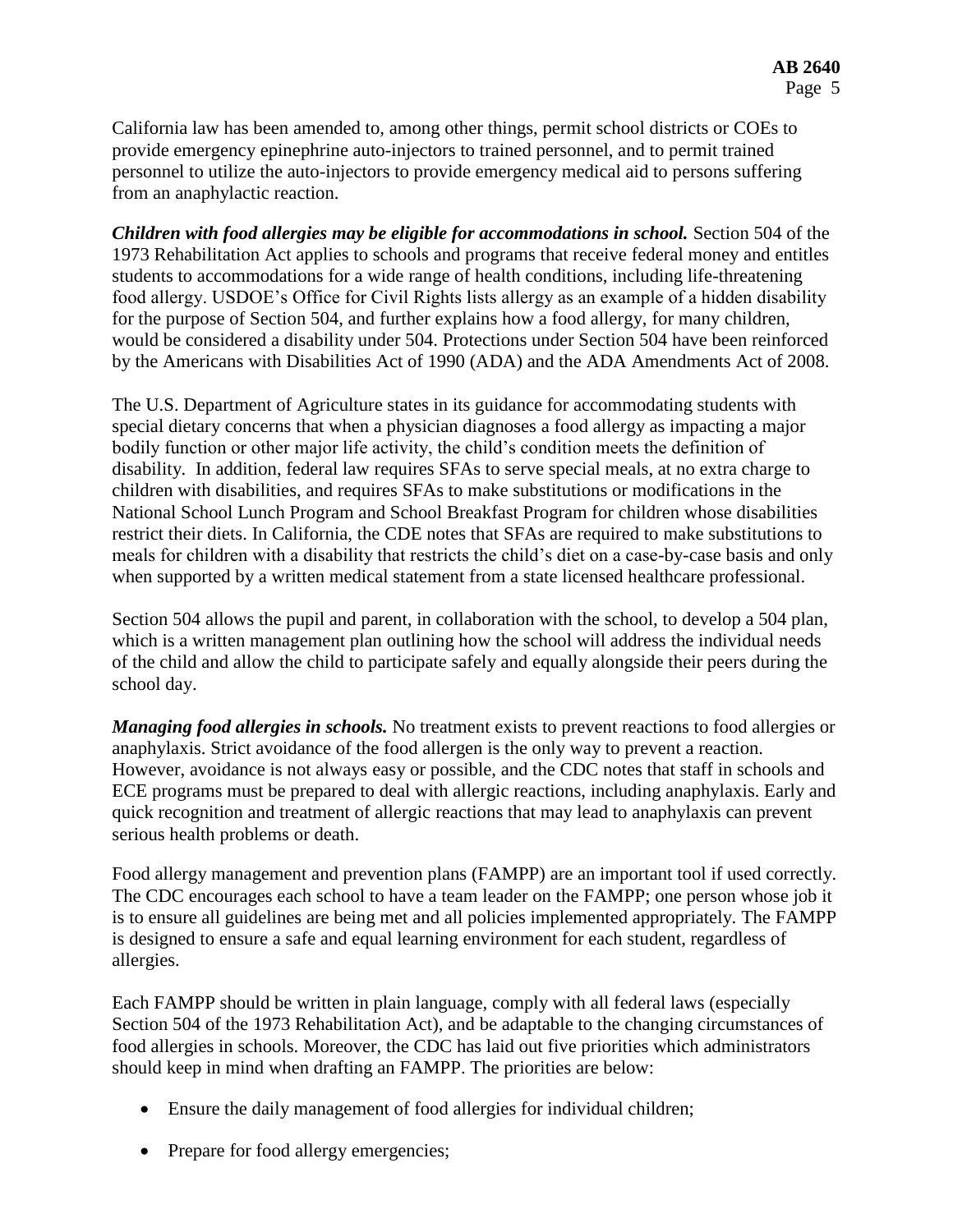California law has been amended to, among other things, permit school districts or COEs to provide emergency epinephrine auto-injectors to trained personnel, and to permit trained personnel to utilize the auto-injectors to provide emergency medical aid to persons suffering from an anaphylactic reaction.

***Children with food allergies may be eligible for accommodations in school.*** Section 504 of the 1973 Rehabilitation Act applies to schools and programs that receive federal money and entitles students to accommodations for a wide range of health conditions, including life-threatening food allergy. USDOE's Office for Civil Rights lists allergy as an example of a hidden disability for the purpose of Section 504, and further explains how a food allergy, for many children, would be considered a disability under 504. Protections under Section 504 have been reinforced by the Americans with Disabilities Act of 1990 (ADA) and the ADA Amendments Act of 2008.

The U.S. Department of Agriculture states in its guidance for accommodating students with special dietary concerns that when a physician diagnoses a food allergy as impacting a major bodily function or other major life activity, the child's condition meets the definition of disability. In addition, federal law requires SFAs to serve special meals, at no extra charge to children with disabilities, and requires SFAs to make substitutions or modifications in the National School Lunch Program and School Breakfast Program for children whose disabilities restrict their diets. In California, the CDE notes that SFAs are required to make substitutions to meals for children with a disability that restricts the child's diet on a case-by-case basis and only when supported by a written medical statement from a state licensed healthcare professional.

Section 504 allows the pupil and parent, in collaboration with the school, to develop a 504 plan, which is a written management plan outlining how the school will address the individual needs of the child and allow the child to participate safely and equally alongside their peers during the school day.

***Managing food allergies in schools.*** No treatment exists to prevent reactions to food allergies or anaphylaxis. Strict avoidance of the food allergen is the only way to prevent a reaction. However, avoidance is not always easy or possible, and the CDC notes that staff in schools and ECE programs must be prepared to deal with allergic reactions, including anaphylaxis. Early and quick recognition and treatment of allergic reactions that may lead to anaphylaxis can prevent serious health problems or death.

Food allergy management and prevention plans (FAMPP) are an important tool if used correctly. The CDC encourages each school to have a team leader on the FAMPP; one person whose job it is to ensure all guidelines are being met and all policies implemented appropriately. The FAMPP is designed to ensure a safe and equal learning environment for each student, regardless of allergies.

Each FAMPP should be written in plain language, comply with all federal laws (especially Section 504 of the 1973 Rehabilitation Act), and be adaptable to the changing circumstances of food allergies in schools. Moreover, the CDC has laid out five priorities which administrators should keep in mind when drafting an FAMPP. The priorities are below:

- Ensure the daily management of food allergies for individual children;
- Prepare for food allergy emergencies;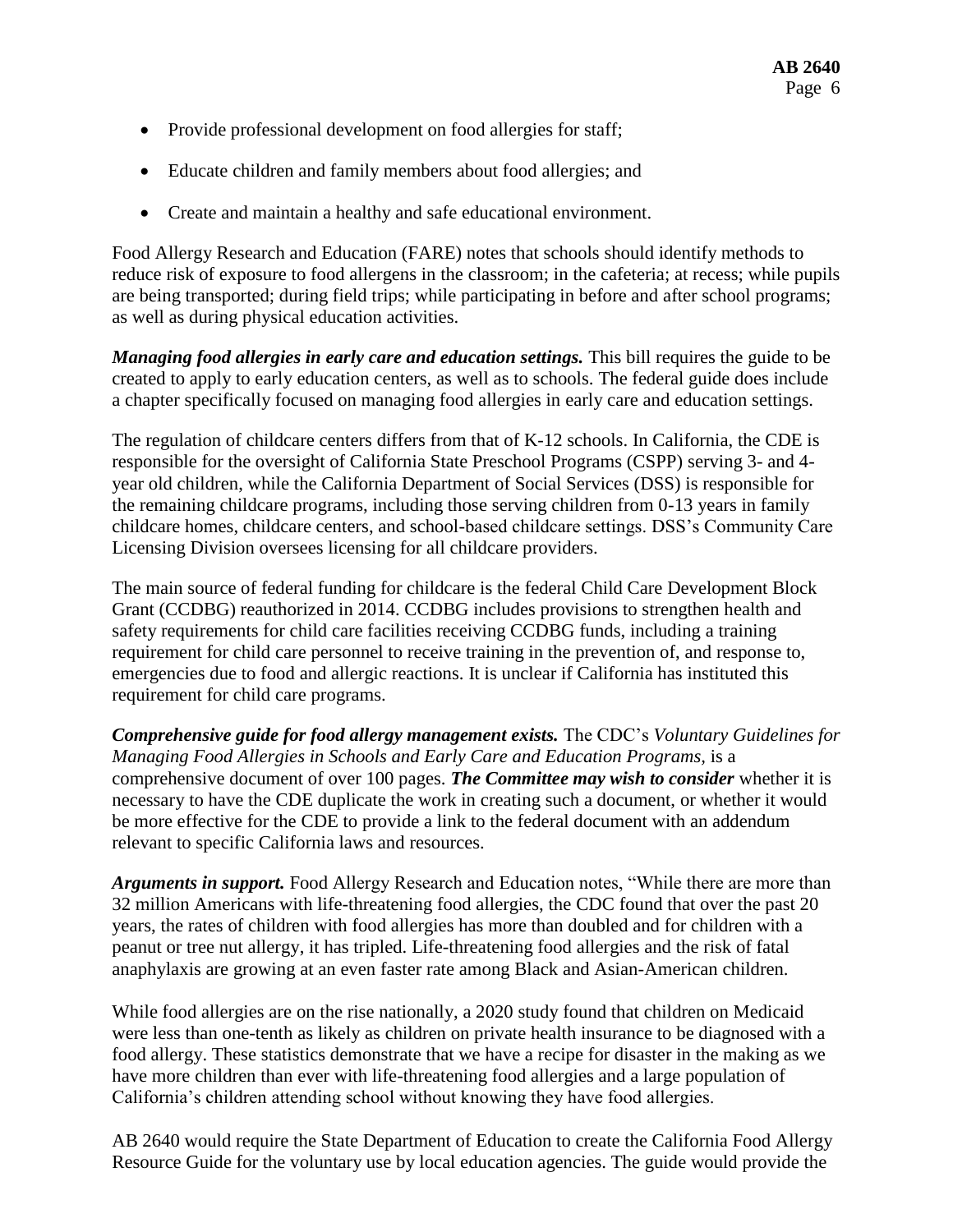- Provide professional development on food allergies for staff;
- Educate children and family members about food allergies; and
- Create and maintain a healthy and safe educational environment.

Food Allergy Research and Education (FARE) notes that schools should identify methods to reduce risk of exposure to food allergens in the classroom; in the cafeteria; at recess; while pupils are being transported; during field trips; while participating in before and after school programs; as well as during physical education activities.

***Managing food allergies in early care and education settings.*** This bill requires the guide to be created to apply to early education centers, as well as to schools. The federal guide does include a chapter specifically focused on managing food allergies in early care and education settings.

The regulation of childcare centers differs from that of K-12 schools. In California, the CDE is responsible for the oversight of California State Preschool Programs (CSPP) serving 3- and 4-year old children, while the California Department of Social Services (DSS) is responsible for the remaining childcare programs, including those serving children from 0-13 years in family childcare homes, childcare centers, and school-based childcare settings. DSS's Community Care Licensing Division oversees licensing for all childcare providers.

The main source of federal funding for childcare is the federal Child Care Development Block Grant (CCDBG) reauthorized in 2014. CCDBG includes provisions to strengthen health and safety requirements for child care facilities receiving CCDBG funds, including a training requirement for child care personnel to receive training in the prevention of, and response to, emergencies due to food and allergic reactions. It is unclear if California has instituted this requirement for child care programs.

***Comprehensive guide for food allergy management exists.*** The CDC's *Voluntary Guidelines for Managing Food Allergies in Schools and Early Care and Education Programs,* is a comprehensive document of over 100 pages. ***The Committee may wish to consider*** whether it is necessary to have the CDE duplicate the work in creating such a document, or whether it would be more effective for the CDE to provide a link to the federal document with an addendum relevant to specific California laws and resources.

***Arguments in support.*** Food Allergy Research and Education notes, "While there are more than 32 million Americans with life-threatening food allergies, the CDC found that over the past 20 years, the rates of children with food allergies has more than doubled and for children with a peanut or tree nut allergy, it has tripled. Life-threatening food allergies and the risk of fatal anaphylaxis are growing at an even faster rate among Black and Asian-American children.

While food allergies are on the rise nationally, a 2020 study found that children on Medicaid were less than one-tenth as likely as children on private health insurance to be diagnosed with a food allergy. These statistics demonstrate that we have a recipe for disaster in the making as we have more children than ever with life-threatening food allergies and a large population of California's children attending school without knowing they have food allergies.

AB 2640 would require the State Department of Education to create the California Food Allergy Resource Guide for the voluntary use by local education agencies. The guide would provide the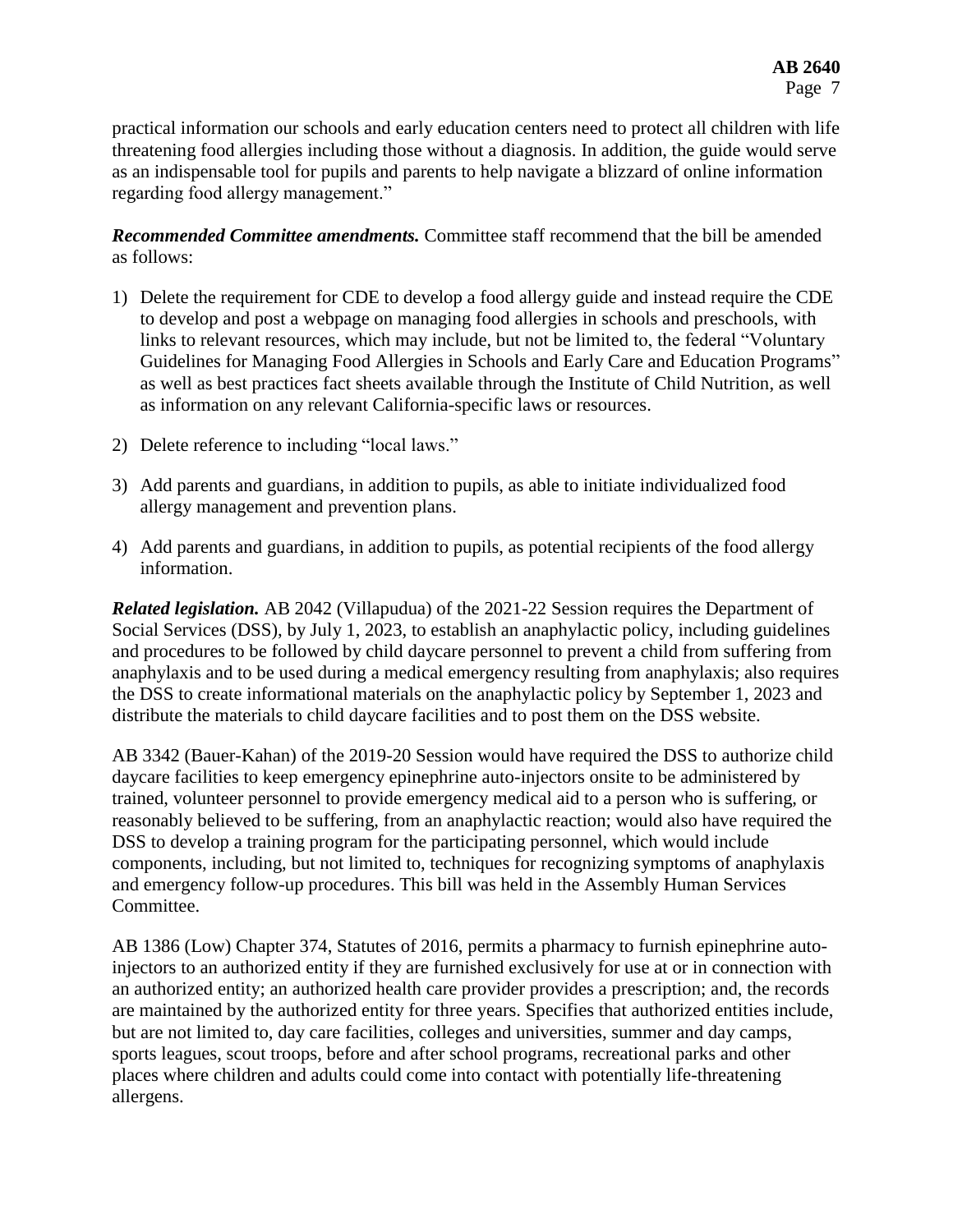practical information our schools and early education centers need to protect all children with life threatening food allergies including those without a diagnosis. In addition, the guide would serve as an indispensable tool for pupils and parents to help navigate a blizzard of online information regarding food allergy management."

***Recommended Committee amendments.*** Committee staff recommend that the bill be amended as follows:

1) Delete the requirement for CDE to develop a food allergy guide and instead require the CDE to develop and post a webpage on managing food allergies in schools and preschools, with links to relevant resources, which may include, but not be limited to, the federal "Voluntary Guidelines for Managing Food Allergies in Schools and Early Care and Education Programs" as well as best practices fact sheets available through the Institute of Child Nutrition, as well as information on any relevant California-specific laws or resources.

2) Delete reference to including "local laws."

3) Add parents and guardians, in addition to pupils, as able to initiate individualized food allergy management and prevention plans.

4) Add parents and guardians, in addition to pupils, as potential recipients of the food allergy information.

***Related legislation.*** AB 2042 (Villapudua) of the 2021-22 Session requires the Department of Social Services (DSS), by July 1, 2023, to establish an anaphylactic policy, including guidelines and procedures to be followed by child daycare personnel to prevent a child from suffering from anaphylaxis and to be used during a medical emergency resulting from anaphylaxis; also requires the DSS to create informational materials on the anaphylactic policy by September 1, 2023 and distribute the materials to child daycare facilities and to post them on the DSS website.

AB 3342 (Bauer-Kahan) of the 2019-20 Session would have required the DSS to authorize child daycare facilities to keep emergency epinephrine auto-injectors onsite to be administered by trained, volunteer personnel to provide emergency medical aid to a person who is suffering, or reasonably believed to be suffering, from an anaphylactic reaction; would also have required the DSS to develop a training program for the participating personnel, which would include components, including, but not limited to, techniques for recognizing symptoms of anaphylaxis and emergency follow-up procedures. This bill was held in the Assembly Human Services Committee.

AB 1386 (Low) Chapter 374, Statutes of 2016, permits a pharmacy to furnish epinephrine auto-injectors to an authorized entity if they are furnished exclusively for use at or in connection with an authorized entity; an authorized health care provider provides a prescription; and, the records are maintained by the authorized entity for three years. Specifies that authorized entities include, but are not limited to, day care facilities, colleges and universities, summer and day camps, sports leagues, scout troops, before and after school programs, recreational parks and other places where children and adults could come into contact with potentially life-threatening allergens.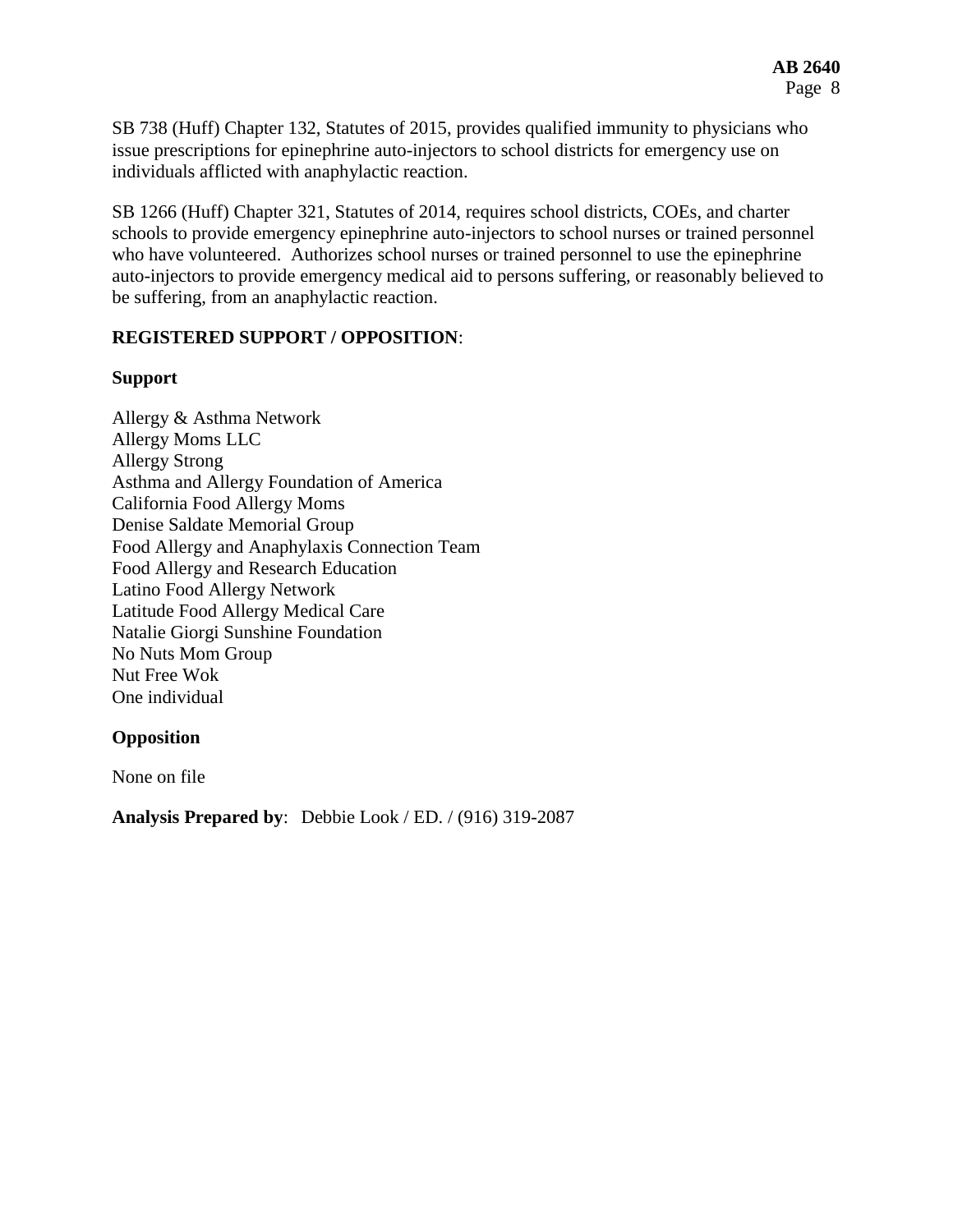SB 738 (Huff) Chapter 132, Statutes of 2015, provides qualified immunity to physicians who issue prescriptions for epinephrine auto-injectors to school districts for emergency use on individuals afflicted with anaphylactic reaction.

SB 1266 (Huff) Chapter 321, Statutes of 2014, requires school districts, COEs, and charter schools to provide emergency epinephrine auto-injectors to school nurses or trained personnel who have volunteered. Authorizes school nurses or trained personnel to use the epinephrine auto-injectors to provide emergency medical aid to persons suffering, or reasonably believed to be suffering, from an anaphylactic reaction.

**REGISTERED SUPPORT / OPPOSITION**:

**Support**

Allergy & Asthma Network
Allergy Moms LLC
Allergy Strong
Asthma and Allergy Foundation of America
California Food Allergy Moms
Denise Saldate Memorial Group
Food Allergy and Anaphylaxis Connection Team
Food Allergy and Research Education
Latino Food Allergy Network
Latitude Food Allergy Medical Care
Natalie Giorgi Sunshine Foundation
No Nuts Mom Group
Nut Free Wok
One individual

**Opposition**

None on file

**Analysis Prepared by**: Debbie Look / ED. / (916) 319-2087